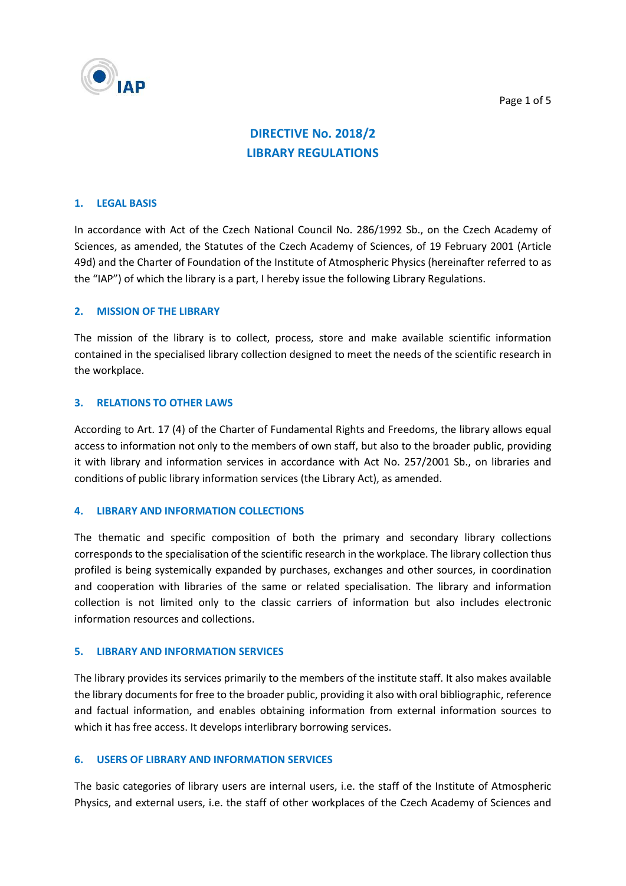# DIRECTIVE No. 2018/2
# LIBRARY REGULATIONS

## 1. LEGAL BASIS

In accordance with Act of the Czech National Council No. 286/1992 Sb., on the Czech Academy of Sciences, as amended, the Statutes of the Czech Academy of Sciences, of 19 February 2001 (Article 49d) and the Charter of Foundation of the Institute of Atmospheric Physics (hereinafter referred to as the "IAP") of which the library is a part, I hereby issue the following Library Regulations.

## 2. MISSION OF THE LIBRARY

The mission of the library is to collect, process, store and make available scientific information contained in the specialised library collection designed to meet the needs of the scientific research in the workplace.

## 3. RELATIONS TO OTHER LAWS

According to Art. 17 (4) of the Charter of Fundamental Rights and Freedoms, the library allows equal access to information not only to the members of own staff, but also to the broader public, providing it with library and information services in accordance with Act No. 257/2001 Sb., on libraries and conditions of public library information services (the Library Act), as amended.

## 4. LIBRARY AND INFORMATION COLLECTIONS

The thematic and specific composition of both the primary and secondary library collections corresponds to the specialisation of the scientific research in the workplace. The library collection thus profiled is being systemically expanded by purchases, exchanges and other sources, in coordination and cooperation with libraries of the same or related specialisation. The library and information collection is not limited only to the classic carriers of information but also includes electronic information resources and collections.

## 5. LIBRARY AND INFORMATION SERVICES

The library provides its services primarily to the members of the institute staff. It also makes available the library documents for free to the broader public, providing it also with oral bibliographic, reference and factual information, and enables obtaining information from external information sources to which it has free access. It develops interlibrary borrowing services.

## 6. USERS OF LIBRARY AND INFORMATION SERVICES

The basic categories of library users are internal users, i.e. the staff of the Institute of Atmospheric Physics, and external users, i.e. the staff of other workplaces of the Czech Academy of Sciences and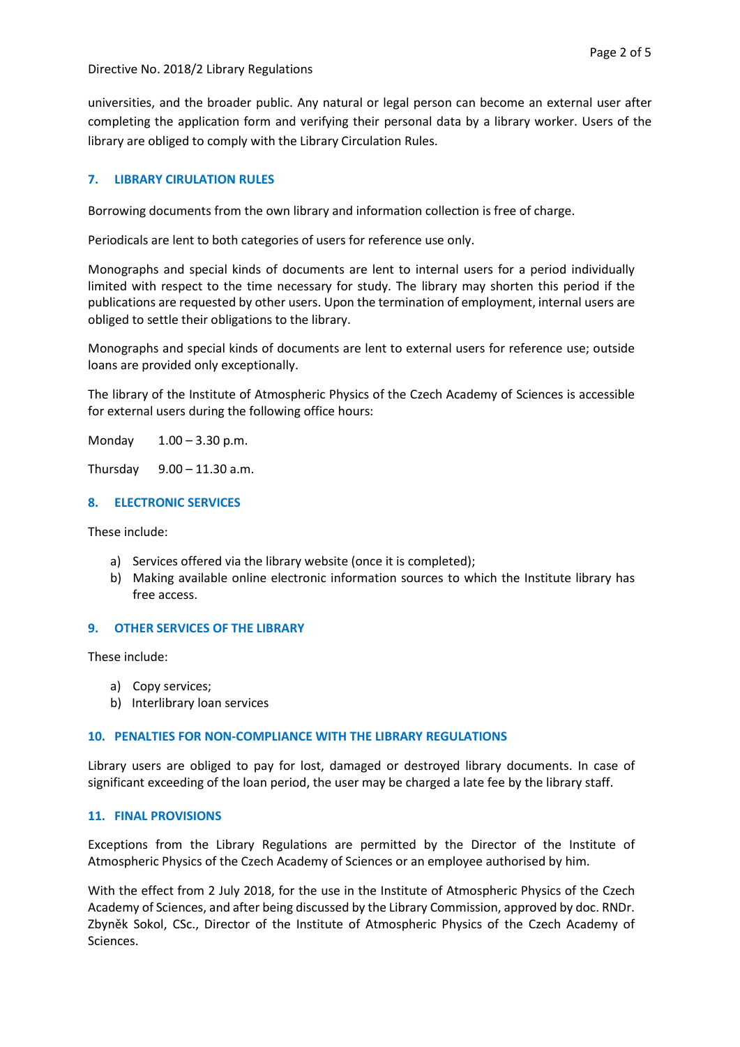universities, and the broader public. Any natural or legal person can become an external user after completing the application form and verifying their personal data by a library worker. Users of the library are obliged to comply with the Library Circulation Rules.

## 7. LIBRARY CIRULATION RULES

Borrowing documents from the own library and information collection is free of charge.

Periodicals are lent to both categories of users for reference use only.

Monographs and special kinds of documents are lent to internal users for a period individually limited with respect to the time necessary for study. The library may shorten this period if the publications are requested by other users. Upon the termination of employment, internal users are obliged to settle their obligations to the library.

Monographs and special kinds of documents are lent to external users for reference use; outside loans are provided only exceptionally.

The library of the Institute of Atmospheric Physics of the Czech Academy of Sciences is accessible for external users during the following office hours:

Monday 1.00 – 3.30 p.m.

Thursday 9.00 – 11.30 a.m.

## 8. ELECTRONIC SERVICES

These include:

a) Services offered via the library website (once it is completed);
b) Making available online electronic information sources to which the Institute library has free access.

## 9. OTHER SERVICES OF THE LIBRARY

These include:

a) Copy services;
b) Interlibrary loan services

## 10. PENALTIES FOR NON-COMPLIANCE WITH THE LIBRARY REGULATIONS

Library users are obliged to pay for lost, damaged or destroyed library documents. In case of significant exceeding of the loan period, the user may be charged a late fee by the library staff.

## 11. FINAL PROVISIONS

Exceptions from the Library Regulations are permitted by the Director of the Institute of Atmospheric Physics of the Czech Academy of Sciences or an employee authorised by him.

With the effect from 2 July 2018, for the use in the Institute of Atmospheric Physics of the Czech Academy of Sciences, and after being discussed by the Library Commission, approved by doc. RNDr. Zbyněk Sokol, CSc., Director of the Institute of Atmospheric Physics of the Czech Academy of Sciences.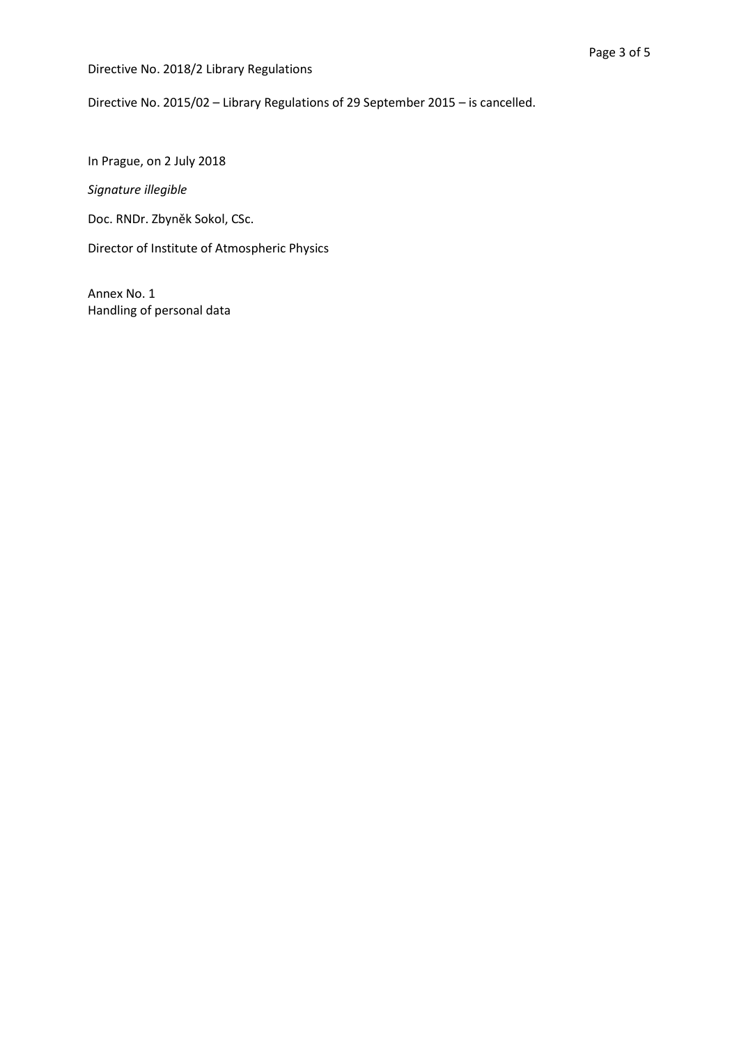Directive No. 2015/02 – Library Regulations of 29 September 2015 – is cancelled.

In Prague, on 2 July 2018

*Signature illegible*

Doc. RNDr. Zbyněk Sokol, CSc.

Director of Institute of Atmospheric Physics

Annex No. 1
Handling of personal data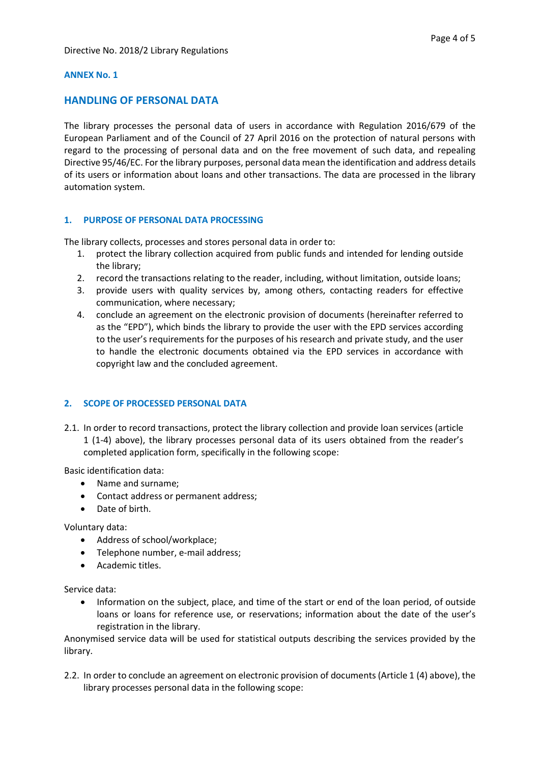## ANNEX No. 1

## HANDLING OF PERSONAL DATA

The library processes the personal data of users in accordance with Regulation 2016/679 of the European Parliament and of the Council of 27 April 2016 on the protection of natural persons with regard to the processing of personal data and on the free movement of such data, and repealing Directive 95/46/EC. For the library purposes, personal data mean the identification and address details of its users or information about loans and other transactions. The data are processed in the library automation system.

### 1. PURPOSE OF PERSONAL DATA PROCESSING

The library collects, processes and stores personal data in order to:

1. protect the library collection acquired from public funds and intended for lending outside the library;
2. record the transactions relating to the reader, including, without limitation, outside loans;
3. provide users with quality services by, among others, contacting readers for effective communication, where necessary;
4. conclude an agreement on the electronic provision of documents (hereinafter referred to as the "EPD"), which binds the library to provide the user with the EPD services according to the user's requirements for the purposes of his research and private study, and the user to handle the electronic documents obtained via the EPD services in accordance with copyright law and the concluded agreement.

### 2. SCOPE OF PROCESSED PERSONAL DATA

2.1. In order to record transactions, protect the library collection and provide loan services (article 1 (1-4) above), the library processes personal data of its users obtained from the reader's completed application form, specifically in the following scope:

Basic identification data:

- Name and surname;
- Contact address or permanent address;
- Date of birth.

Voluntary data:

- Address of school/workplace;
- Telephone number, e-mail address;
- Academic titles.

Service data:

- Information on the subject, place, and time of the start or end of the loan period, of outside loans or loans for reference use, or reservations; information about the date of the user's registration in the library.

Anonymised service data will be used for statistical outputs describing the services provided by the library.

2.2. In order to conclude an agreement on electronic provision of documents (Article 1 (4) above), the library processes personal data in the following scope: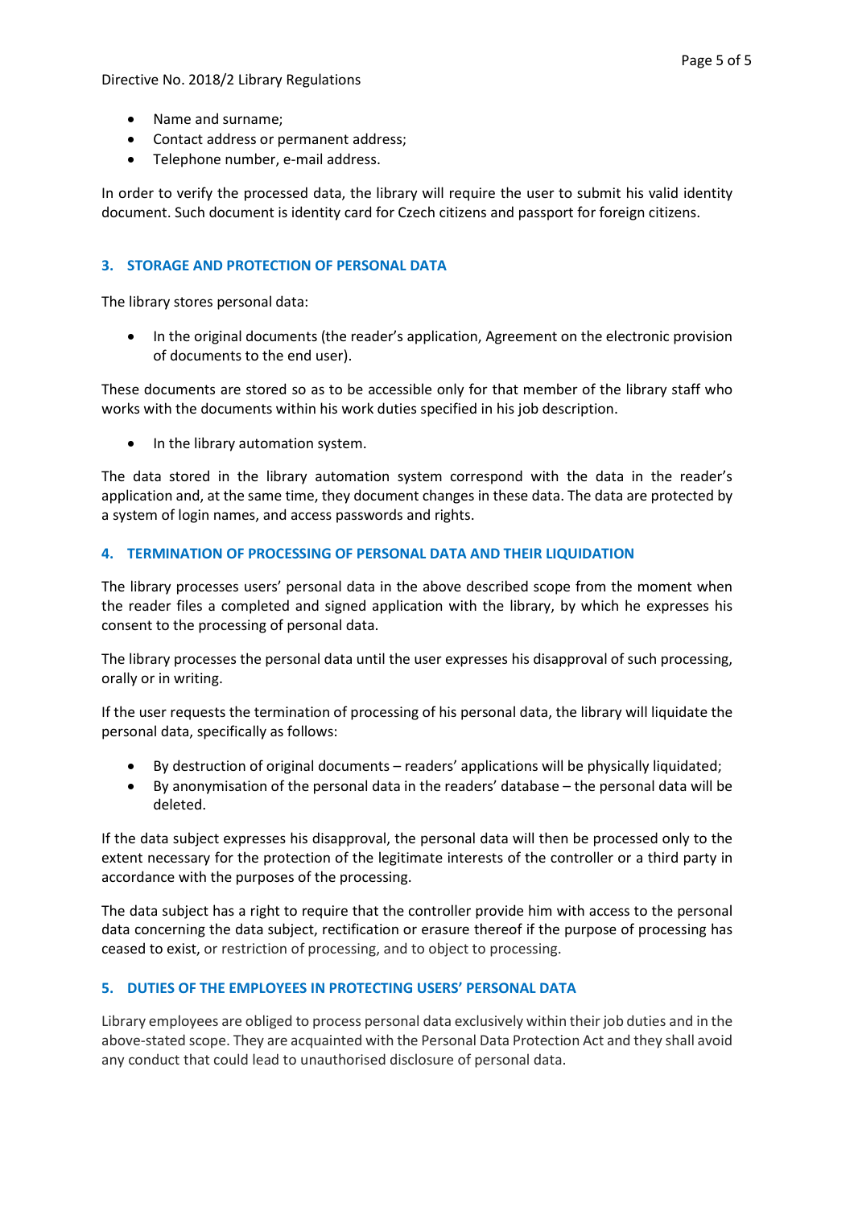- Name and surname;
- Contact address or permanent address;
- Telephone number, e-mail address.

In order to verify the processed data, the library will require the user to submit his valid identity document. Such document is identity card for Czech citizens and passport for foreign citizens.

## 3. STORAGE AND PROTECTION OF PERSONAL DATA

The library stores personal data:

- In the original documents (the reader's application, Agreement on the electronic provision of documents to the end user).

These documents are stored so as to be accessible only for that member of the library staff who works with the documents within his work duties specified in his job description.

- In the library automation system.

The data stored in the library automation system correspond with the data in the reader's application and, at the same time, they document changes in these data. The data are protected by a system of login names, and access passwords and rights.

## 4. TERMINATION OF PROCESSING OF PERSONAL DATA AND THEIR LIQUIDATION

The library processes users' personal data in the above described scope from the moment when the reader files a completed and signed application with the library, by which he expresses his consent to the processing of personal data.

The library processes the personal data until the user expresses his disapproval of such processing, orally or in writing.

If the user requests the termination of processing of his personal data, the library will liquidate the personal data, specifically as follows:

- By destruction of original documents – readers' applications will be physically liquidated;
- By anonymisation of the personal data in the readers' database – the personal data will be deleted.

If the data subject expresses his disapproval, the personal data will then be processed only to the extent necessary for the protection of the legitimate interests of the controller or a third party in accordance with the purposes of the processing.

The data subject has a right to require that the controller provide him with access to the personal data concerning the data subject, rectification or erasure thereof if the purpose of processing has ceased to exist, or restriction of processing, and to object to processing.

## 5. DUTIES OF THE EMPLOYEES IN PROTECTING USERS' PERSONAL DATA

Library employees are obliged to process personal data exclusively within their job duties and in the above-stated scope. They are acquainted with the Personal Data Protection Act and they shall avoid any conduct that could lead to unauthorised disclosure of personal data.